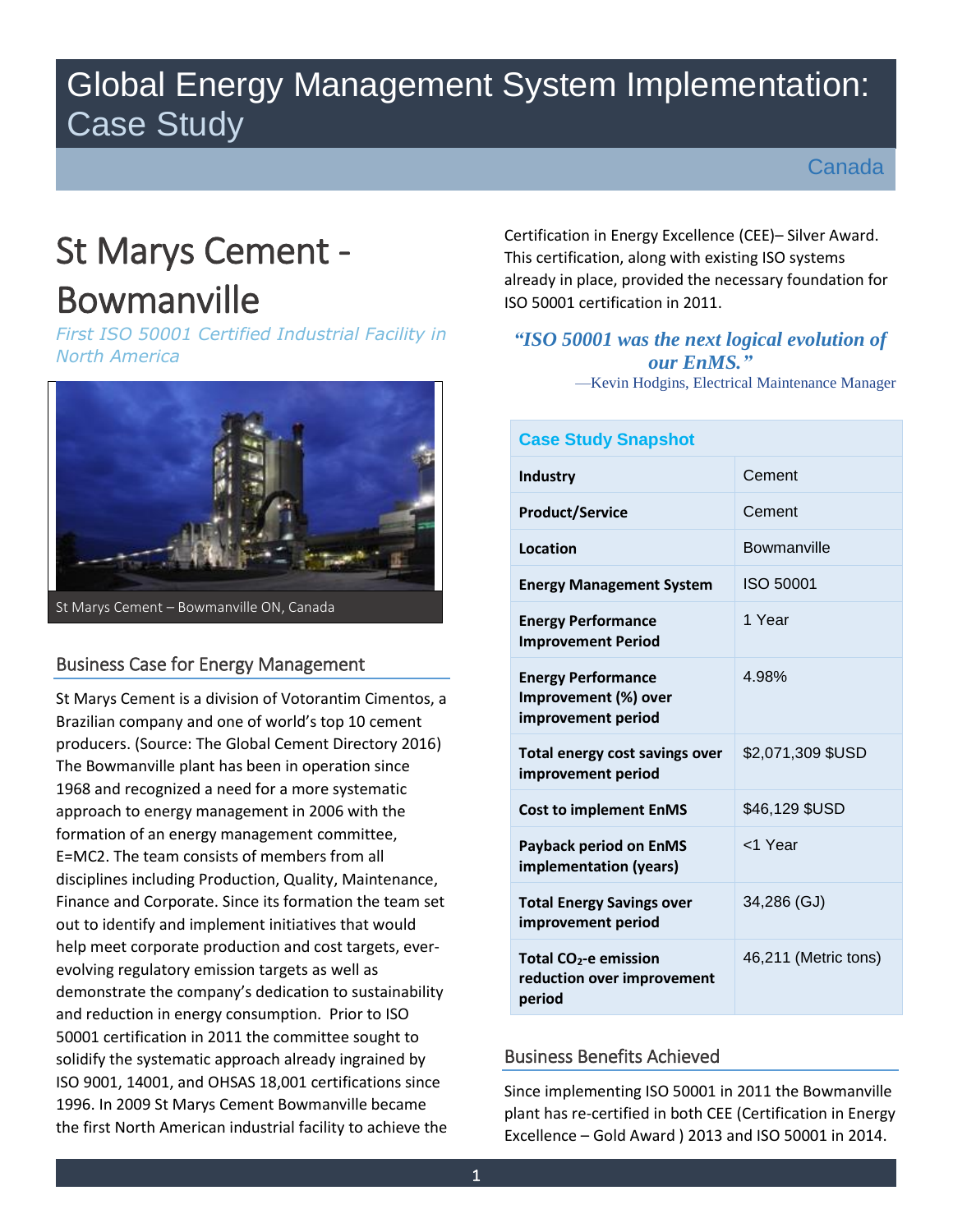# Global Energy Management System Implementation: Case Study

Canada

# St Marys Cement - Bowmanville

*First ISO 50001 Certified Industrial Facility in North America*

St Marys Cement – Bowmanville ON, Canada

## Business Case for Energy Management

St Marys Cement is a division of Votorantim Cimentos, a Brazilian company and one of world's top 10 cement producers. (Source: The Global Cement Directory 2016) The Bowmanville plant has been in operation since 1968 and recognized a need for a more systematic approach to energy management in 2006 with the formation of an energy management committee, E=MC2. The team consists of members from all disciplines including Production, Quality, Maintenance, Finance and Corporate. Since its formation the team set out to identify and implement initiatives that would help meet corporate production and cost targets, ever-evolving regulatory emission targets as well as demonstrate the company's dedication to sustainability and reduction in energy consumption. Prior to ISO 50001 certification in 2011 the committee sought to solidify the systematic approach already ingrained by ISO 9001, 14001, and OHSAS 18,001 certifications since 1996. In 2009 St Marys Cement Bowmanville became the first North American industrial facility to achieve the Certification in Energy Excellence (CEE)– Silver Award. This certification, along with existing ISO systems already in place, provided the necessary foundation for ISO 50001 certification in 2011.

> ***"ISO 50001 was the next logical evolution of our EnMS."***
>
> —Kevin Hodgins, Electrical Maintenance Manager

| Case Study Snapshot | |
|---|---|
| **Industry** | Cement |
| **Product/Service** | Cement |
| **Location** | Bowmanville |
| **Energy Management System** | ISO 50001 |
| **Energy Performance Improvement Period** | 1 Year |
| **Energy Performance Improvement (%) over improvement period** | 4.98% |
| **Total energy cost savings over improvement period** | $2,071,309 $USD |
| **Cost to implement EnMS** | $46,129 $USD |
| **Payback period on EnMS implementation (years)** | <1 Year |
| **Total Energy Savings over improvement period** | 34,286 (GJ) |
| **Total $CO_2$-e emission reduction over improvement period** | 46,211 (Metric tons) |

## Business Benefits Achieved

Since implementing ISO 50001 in 2011 the Bowmanville plant has re-certified in both CEE (Certification in Energy Excellence – Gold Award ) 2013 and ISO 50001 in 2014.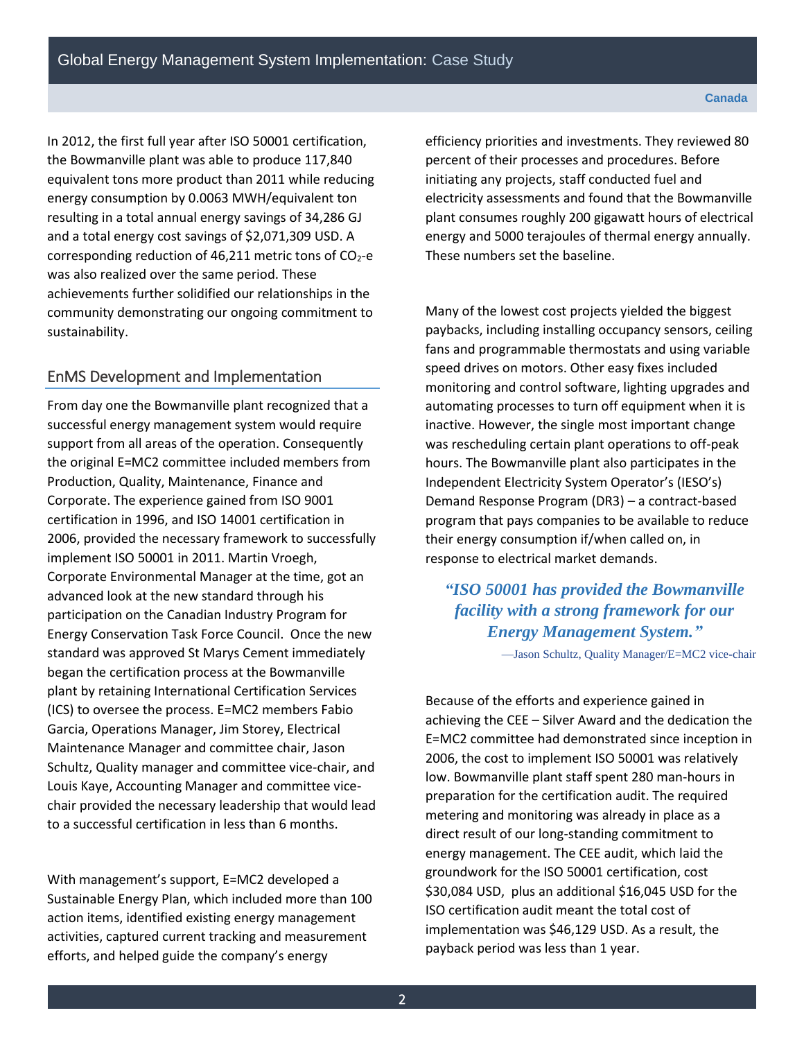In 2012, the first full year after ISO 50001 certification, the Bowmanville plant was able to produce 117,840 equivalent tons more product than 2011 while reducing energy consumption by 0.0063 MWH/equivalent ton resulting in a total annual energy savings of 34,286 GJ and a total energy cost savings of $2,071,309 USD. A corresponding reduction of 46,211 metric tons of $CO_2$-e was also realized over the same period. These achievements further solidified our relationships in the community demonstrating our ongoing commitment to sustainability.

## EnMS Development and Implementation

From day one the Bowmanville plant recognized that a successful energy management system would require support from all areas of the operation. Consequently the original E=MC2 committee included members from Production, Quality, Maintenance, Finance and Corporate. The experience gained from ISO 9001 certification in 1996, and ISO 14001 certification in 2006, provided the necessary framework to successfully implement ISO 50001 in 2011. Martin Vroegh, Corporate Environmental Manager at the time, got an advanced look at the new standard through his participation on the Canadian Industry Program for Energy Conservation Task Force Council. Once the new standard was approved St Marys Cement immediately began the certification process at the Bowmanville plant by retaining International Certification Services (ICS) to oversee the process. E=MC2 members Fabio Garcia, Operations Manager, Jim Storey, Electrical Maintenance Manager and committee chair, Jason Schultz, Quality manager and committee vice-chair, and Louis Kaye, Accounting Manager and committee vice-chair provided the necessary leadership that would lead to a successful certification in less than 6 months.

With management's support, E=MC2 developed a Sustainable Energy Plan, which included more than 100 action items, identified existing energy management activities, captured current tracking and measurement efforts, and helped guide the company's energy efficiency priorities and investments. They reviewed 80 percent of their processes and procedures. Before initiating any projects, staff conducted fuel and electricity assessments and found that the Bowmanville plant consumes roughly 200 gigawatt hours of electrical energy and 5000 terajoules of thermal energy annually. These numbers set the baseline.

Many of the lowest cost projects yielded the biggest paybacks, including installing occupancy sensors, ceiling fans and programmable thermostats and using variable speed drives on motors. Other easy fixes included monitoring and control software, lighting upgrades and automating processes to turn off equipment when it is inactive. However, the single most important change was rescheduling certain plant operations to off-peak hours. The Bowmanville plant also participates in the Independent Electricity System Operator's (IESO's) Demand Response Program (DR3) – a contract-based program that pays companies to be available to reduce their energy consumption if/when called on, in response to electrical market demands.

> ***"ISO 50001 has provided the Bowmanville facility with a strong framework for our Energy Management System."***
>
> —Jason Schultz, Quality Manager/E=MC2 vice-chair

Because of the efforts and experience gained in achieving the CEE – Silver Award and the dedication the E=MC2 committee had demonstrated since inception in 2006, the cost to implement ISO 50001 was relatively low. Bowmanville plant staff spent 280 man-hours in preparation for the certification audit. The required metering and monitoring was already in place as a direct result of our long-standing commitment to energy management. The CEE audit, which laid the groundwork for the ISO 50001 certification, cost $30,084 USD, plus an additional $16,045 USD for the ISO certification audit meant the total cost of implementation was $46,129 USD. As a result, the payback period was less than 1 year.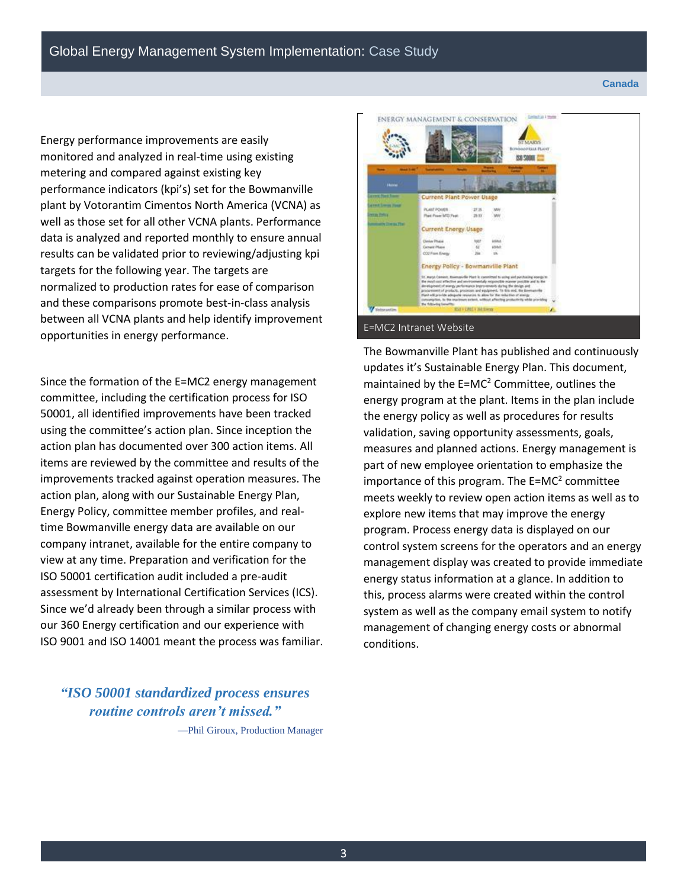Energy performance improvements are easily monitored and analyzed in real-time using existing metering and compared against existing key performance indicators (kpi's) set for the Bowmanville plant by Votorantim Cimentos North America (VCNA) as well as those set for all other VCNA plants. Performance data is analyzed and reported monthly to ensure annual results can be validated prior to reviewing/adjusting kpi targets for the following year. The targets are normalized to production rates for ease of comparison and these comparisons promote best-in-class analysis between all VCNA plants and help identify improvement opportunities in energy performance.

Since the formation of the E=MC2 energy management committee, including the certification process for ISO 50001, all identified improvements have been tracked using the committee's action plan. Since inception the action plan has documented over 300 action items. All items are reviewed by the committee and results of the improvements tracked against operation measures. The action plan, along with our Sustainable Energy Plan, Energy Policy, committee member profiles, and real-time Bowmanville energy data are available on our company intranet, available for the entire company to view at any time. Preparation and verification for the ISO 50001 certification audit included a pre-audit assessment by International Certification Services (ICS). Since we'd already been through a similar process with our 360 Energy certification and our experience with ISO 9001 and ISO 14001 meant the process was familiar.

> ***"ISO 50001 standardized process ensures routine controls aren't missed."***
>
> —Phil Giroux, Production Manager

E=MC2 Intranet Website

The Bowmanville Plant has published and continuously updates it's Sustainable Energy Plan. This document, maintained by the E=MC$^2$ Committee, outlines the energy program at the plant. Items in the plan include the energy policy as well as procedures for results validation, saving opportunity assessments, goals, measures and planned actions. Energy management is part of new employee orientation to emphasize the importance of this program. The E=MC$^2$ committee meets weekly to review open action items as well as to explore new items that may improve the energy program. Process energy data is displayed on our control system screens for the operators and an energy management display was created to provide immediate energy status information at a glance. In addition to this, process alarms were created within the control system as well as the company email system to notify management of changing energy costs or abnormal conditions.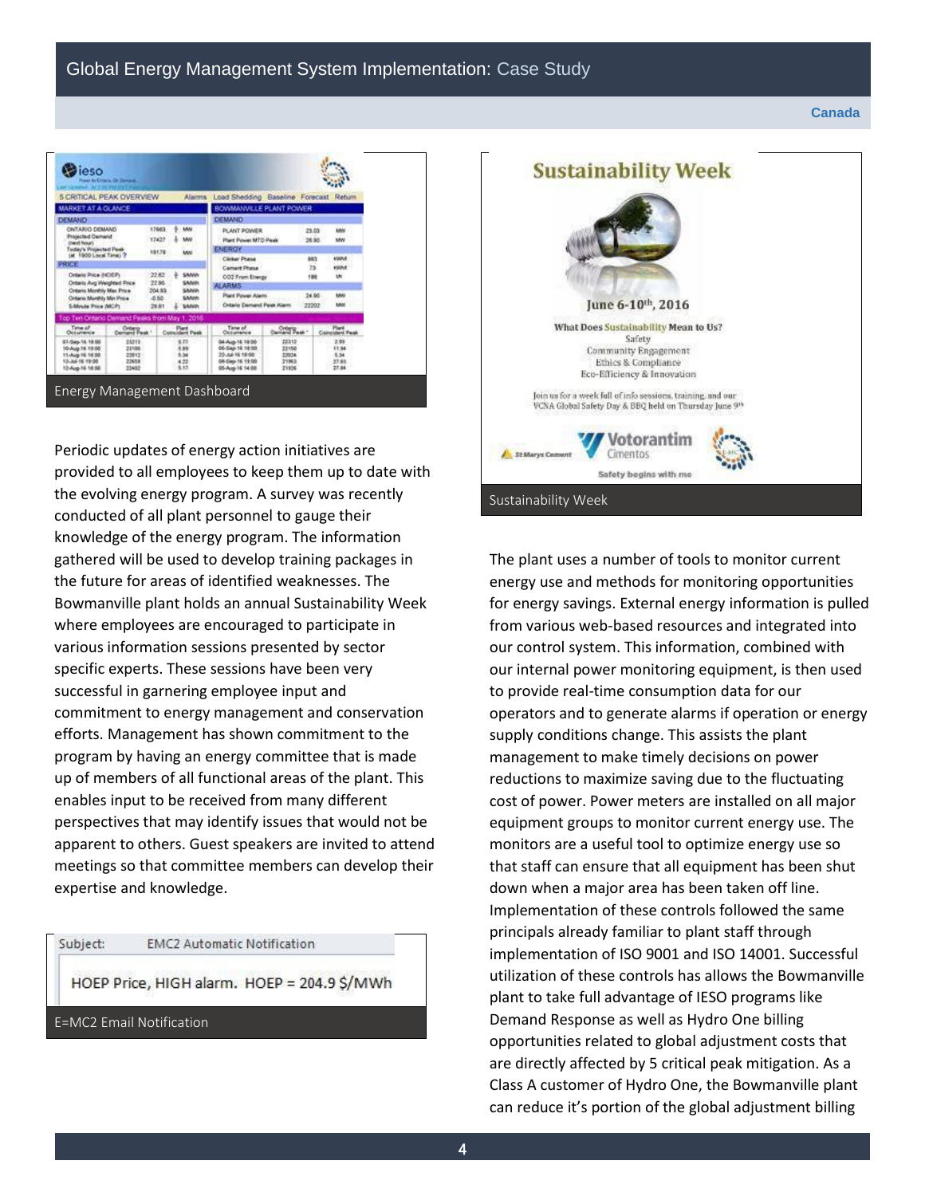Energy Management Dashboard

Periodic updates of energy action initiatives are provided to all employees to keep them up to date with the evolving energy program. A survey was recently conducted of all plant personnel to gauge their knowledge of the energy program. The information gathered will be used to develop training packages in the future for areas of identified weaknesses. The Bowmanville plant holds an annual Sustainability Week where employees are encouraged to participate in various information sessions presented by sector specific experts. These sessions have been very successful in garnering employee input and commitment to energy management and conservation efforts. Management has shown commitment to the program by having an energy committee that is made up of members of all functional areas of the plant. This enables input to be received from many different perspectives that may identify issues that would not be apparent to others. Guest speakers are invited to attend meetings so that committee members can develop their expertise and knowledge.

Subject: EMC2 Automatic Notification

HOEP Price, HIGH alarm. HOEP = 204.9 $/MWh

E=MC2 Email Notification

Sustainability Week

The plant uses a number of tools to monitor current energy use and methods for monitoring opportunities for energy savings. External energy information is pulled from various web-based resources and integrated into our control system. This information, combined with our internal power monitoring equipment, is then used to provide real-time consumption data for our operators and to generate alarms if operation or energy supply conditions change. This assists the plant management to make timely decisions on power reductions to maximize saving due to the fluctuating cost of power. Power meters are installed on all major equipment groups to monitor current energy use. The monitors are a useful tool to optimize energy use so that staff can ensure that all equipment has been shut down when a major area has been taken off line. Implementation of these controls followed the same principals already familiar to plant staff through implementation of ISO 9001 and ISO 14001. Successful utilization of these controls has allows the Bowmanville plant to take full advantage of IESO programs like Demand Response as well as Hydro One billing opportunities related to global adjustment costs that are directly affected by 5 critical peak mitigation. As a Class A customer of Hydro One, the Bowmanville plant can reduce it's portion of the global adjustment billing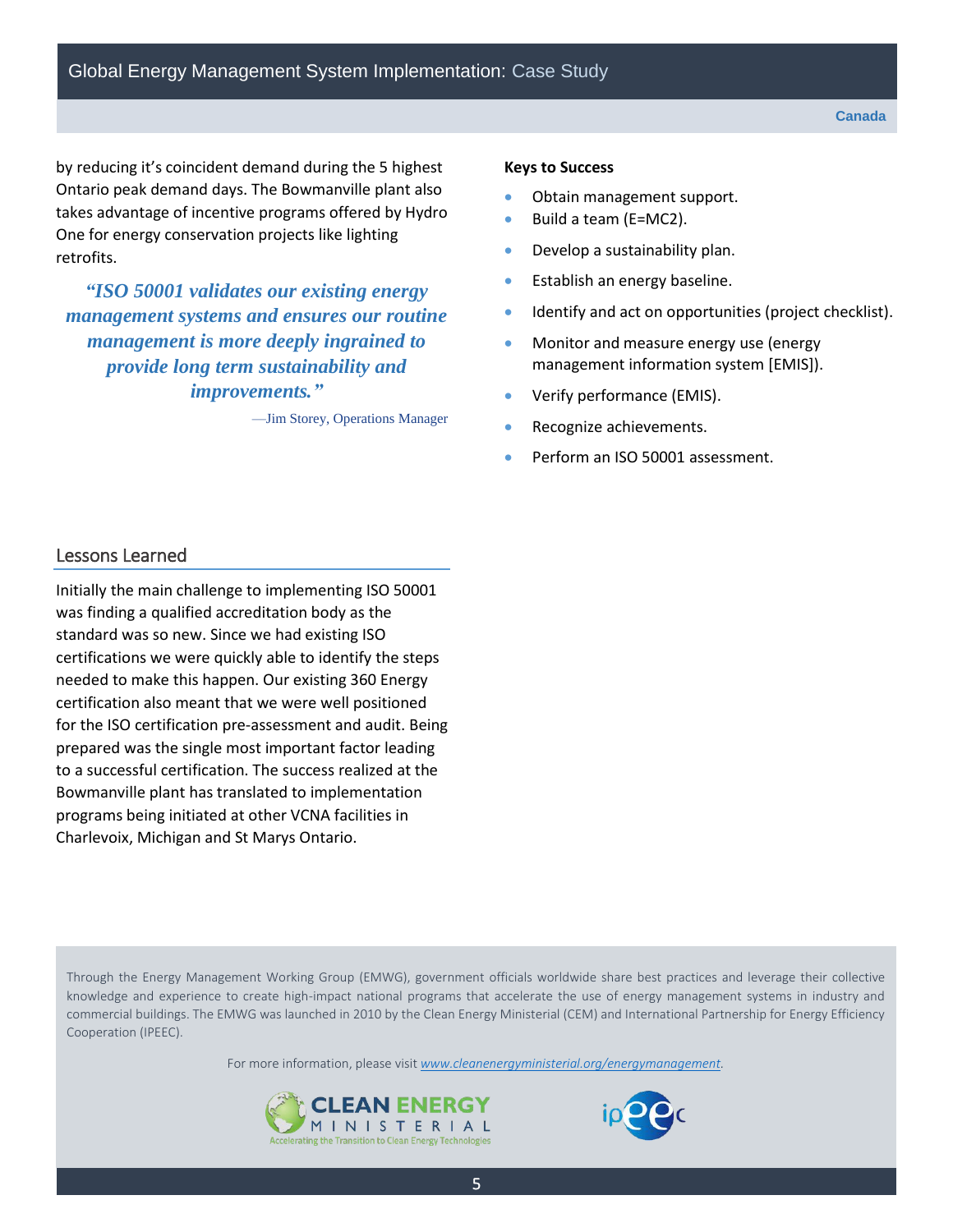by reducing it's coincident demand during the 5 highest Ontario peak demand days. The Bowmanville plant also takes advantage of incentive programs offered by Hydro One for energy conservation projects like lighting retrofits.

> ***"ISO 50001 validates our existing energy management systems and ensures our routine management is more deeply ingrained to provide long term sustainability and improvements."***
>
> —Jim Storey, Operations Manager

**Keys to Success**

- Obtain management support.
- Build a team (E=MC2).
- Develop a sustainability plan.
- Establish an energy baseline.
- Identify and act on opportunities (project checklist).
- Monitor and measure energy use (energy management information system [EMIS]).
- Verify performance (EMIS).
- Recognize achievements.
- Perform an ISO 50001 assessment.

## Lessons Learned

Initially the main challenge to implementing ISO 50001 was finding a qualified accreditation body as the standard was so new. Since we had existing ISO certifications we were quickly able to identify the steps needed to make this happen. Our existing 360 Energy certification also meant that we were well positioned for the ISO certification pre-assessment and audit. Being prepared was the single most important factor leading to a successful certification. The success realized at the Bowmanville plant has translated to implementation programs being initiated at other VCNA facilities in Charlevoix, Michigan and St Marys Ontario.

Through the Energy Management Working Group (EMWG), government officials worldwide share best practices and leverage their collective knowledge and experience to create high-impact national programs that accelerate the use of energy management systems in industry and commercial buildings. The EMWG was launched in 2010 by the Clean Energy Ministerial (CEM) and International Partnership for Energy Efficiency Cooperation (IPEEC).

For more information, please visit *www.cleanenergyministerial.org/energymanagement*.

CLEAN ENERGY MINISTERIAL
Accelerating the Transition to Clean Energy Technologies

ipeec